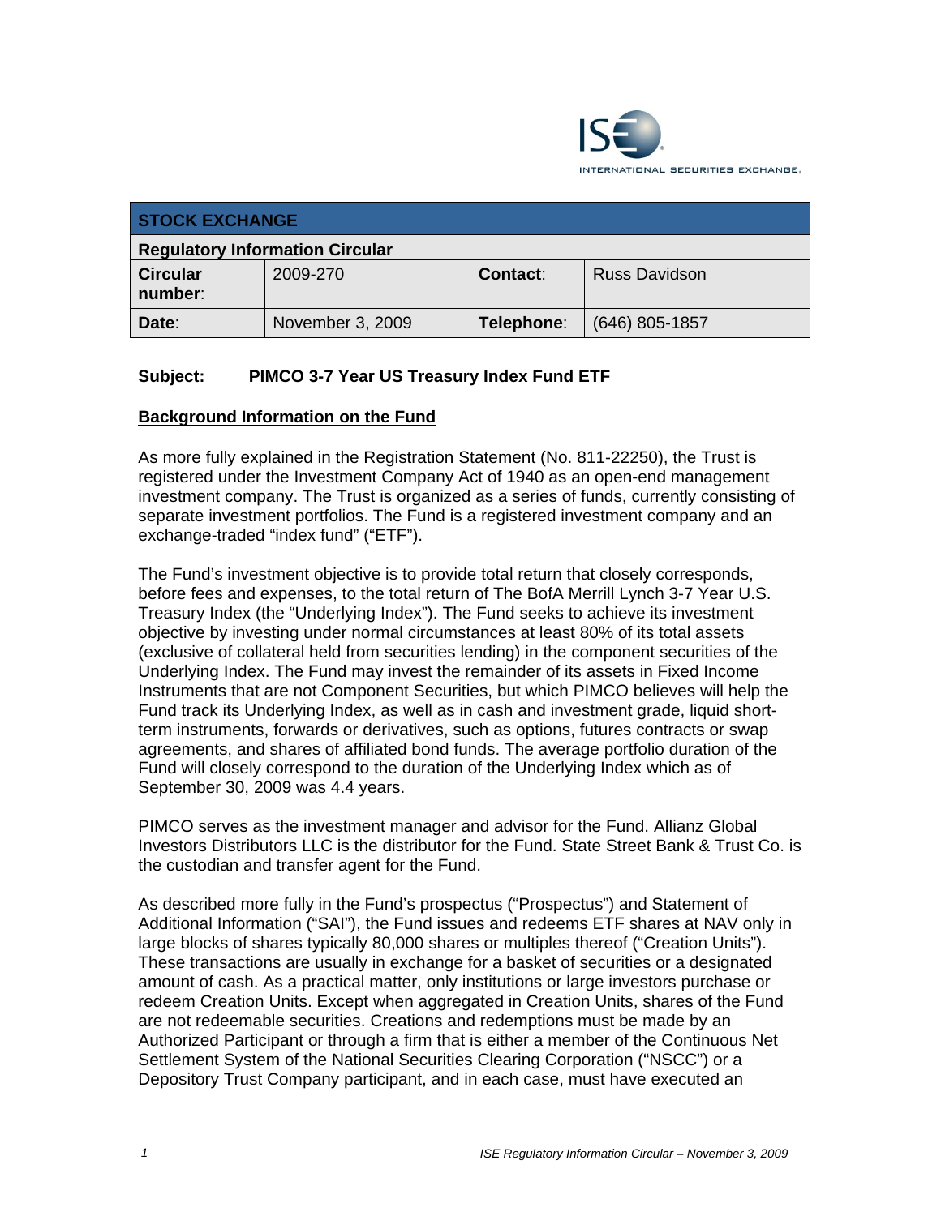| STOCK EXCHANGE | | | |
|---|---|---|---|
| **Regulatory Information Circular** | | | |
| **Circular number:** | 2009-270 | **Contact:** | Russ Davidson |
| **Date:** | November 3, 2009 | **Telephone:** | (646) 805-1857 |

**Subject: PIMCO 3-7 Year US Treasury Index Fund ETF**

**Background Information on the Fund**

As more fully explained in the Registration Statement (No. 811-22250), the Trust is registered under the Investment Company Act of 1940 as an open-end management investment company. The Trust is organized as a series of funds, currently consisting of separate investment portfolios. The Fund is a registered investment company and an exchange-traded "index fund" ("ETF").

The Fund's investment objective is to provide total return that closely corresponds, before fees and expenses, to the total return of The BofA Merrill Lynch 3-7 Year U.S. Treasury Index (the "Underlying Index"). The Fund seeks to achieve its investment objective by investing under normal circumstances at least 80% of its total assets (exclusive of collateral held from securities lending) in the component securities of the Underlying Index. The Fund may invest the remainder of its assets in Fixed Income Instruments that are not Component Securities, but which PIMCO believes will help the Fund track its Underlying Index, as well as in cash and investment grade, liquid short-term instruments, forwards or derivatives, such as options, futures contracts or swap agreements, and shares of affiliated bond funds. The average portfolio duration of the Fund will closely correspond to the duration of the Underlying Index which as of September 30, 2009 was 4.4 years.

PIMCO serves as the investment manager and advisor for the Fund. Allianz Global Investors Distributors LLC is the distributor for the Fund. State Street Bank & Trust Co. is the custodian and transfer agent for the Fund.

As described more fully in the Fund's prospectus ("Prospectus") and Statement of Additional Information ("SAI"), the Fund issues and redeems ETF shares at NAV only in large blocks of shares typically 80,000 shares or multiples thereof ("Creation Units"). These transactions are usually in exchange for a basket of securities or a designated amount of cash. As a practical matter, only institutions or large investors purchase or redeem Creation Units. Except when aggregated in Creation Units, shares of the Fund are not redeemable securities. Creations and redemptions must be made by an Authorized Participant or through a firm that is either a member of the Continuous Net Settlement System of the National Securities Clearing Corporation ("NSCC") or a Depository Trust Company participant, and in each case, must have executed an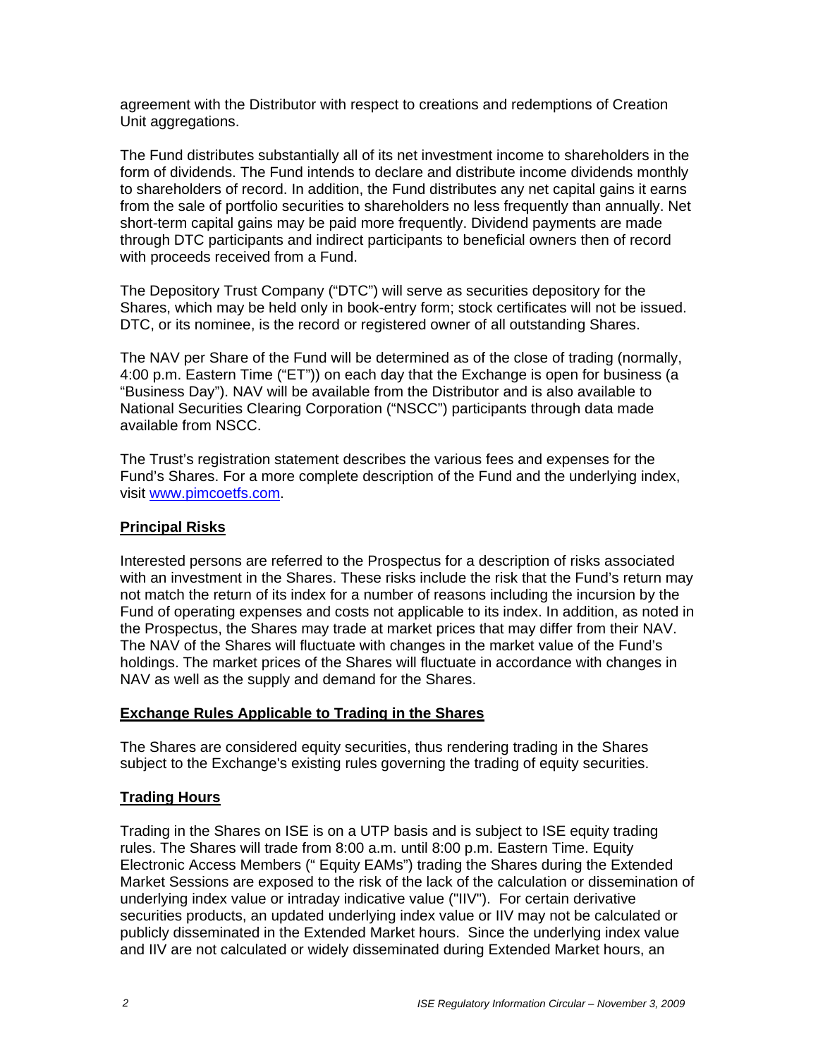agreement with the Distributor with respect to creations and redemptions of Creation Unit aggregations.

The Fund distributes substantially all of its net investment income to shareholders in the form of dividends. The Fund intends to declare and distribute income dividends monthly to shareholders of record. In addition, the Fund distributes any net capital gains it earns from the sale of portfolio securities to shareholders no less frequently than annually. Net short-term capital gains may be paid more frequently. Dividend payments are made through DTC participants and indirect participants to beneficial owners then of record with proceeds received from a Fund.

The Depository Trust Company ("DTC") will serve as securities depository for the Shares, which may be held only in book-entry form; stock certificates will not be issued. DTC, or its nominee, is the record or registered owner of all outstanding Shares.

The NAV per Share of the Fund will be determined as of the close of trading (normally, 4:00 p.m. Eastern Time ("ET")) on each day that the Exchange is open for business (a "Business Day"). NAV will be available from the Distributor and is also available to National Securities Clearing Corporation ("NSCC") participants through data made available from NSCC.

The Trust's registration statement describes the various fees and expenses for the Fund's Shares. For a more complete description of the Fund and the underlying index, visit www.pimcoetfs.com.

## Principal Risks

Interested persons are referred to the Prospectus for a description of risks associated with an investment in the Shares. These risks include the risk that the Fund's return may not match the return of its index for a number of reasons including the incursion by the Fund of operating expenses and costs not applicable to its index. In addition, as noted in the Prospectus, the Shares may trade at market prices that may differ from their NAV. The NAV of the Shares will fluctuate with changes in the market value of the Fund's holdings. The market prices of the Shares will fluctuate in accordance with changes in NAV as well as the supply and demand for the Shares.

## Exchange Rules Applicable to Trading in the Shares

The Shares are considered equity securities, thus rendering trading in the Shares subject to the Exchange's existing rules governing the trading of equity securities.

## Trading Hours

Trading in the Shares on ISE is on a UTP basis and is subject to ISE equity trading rules. The Shares will trade from 8:00 a.m. until 8:00 p.m. Eastern Time. Equity Electronic Access Members (" Equity EAMs") trading the Shares during the Extended Market Sessions are exposed to the risk of the lack of the calculation or dissemination of underlying index value or intraday indicative value ("IIV"). For certain derivative securities products, an updated underlying index value or IIV may not be calculated or publicly disseminated in the Extended Market hours. Since the underlying index value and IIV are not calculated or widely disseminated during Extended Market hours, an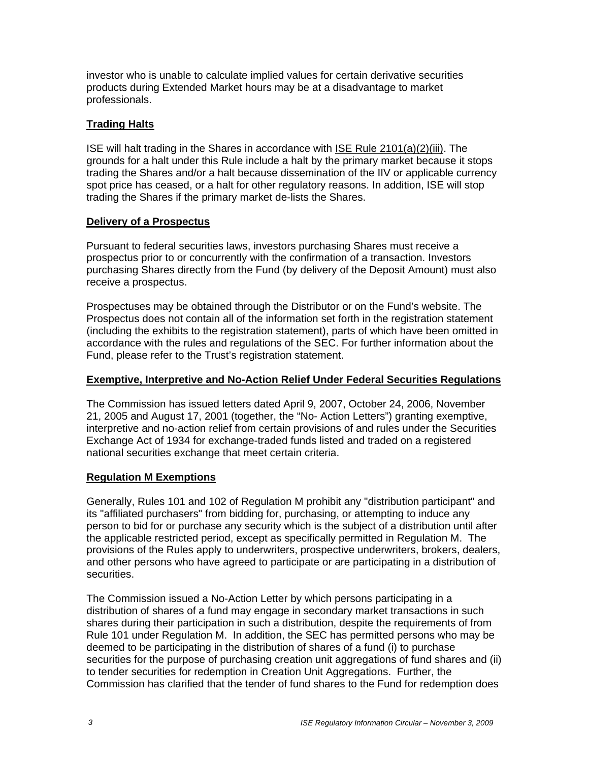investor who is unable to calculate implied values for certain derivative securities products during Extended Market hours may be at a disadvantage to market professionals.

## Trading Halts

ISE will halt trading in the Shares in accordance with ISE Rule 2101(a)(2)(iii). The grounds for a halt under this Rule include a halt by the primary market because it stops trading the Shares and/or a halt because dissemination of the IIV or applicable currency spot price has ceased, or a halt for other regulatory reasons. In addition, ISE will stop trading the Shares if the primary market de-lists the Shares.

## Delivery of a Prospectus

Pursuant to federal securities laws, investors purchasing Shares must receive a prospectus prior to or concurrently with the confirmation of a transaction. Investors purchasing Shares directly from the Fund (by delivery of the Deposit Amount) must also receive a prospectus.

Prospectuses may be obtained through the Distributor or on the Fund's website. The Prospectus does not contain all of the information set forth in the registration statement (including the exhibits to the registration statement), parts of which have been omitted in accordance with the rules and regulations of the SEC. For further information about the Fund, please refer to the Trust's registration statement.

## Exemptive, Interpretive and No-Action Relief Under Federal Securities Regulations

The Commission has issued letters dated April 9, 2007, October 24, 2006, November 21, 2005 and August 17, 2001 (together, the "No- Action Letters") granting exemptive, interpretive and no-action relief from certain provisions of and rules under the Securities Exchange Act of 1934 for exchange-traded funds listed and traded on a registered national securities exchange that meet certain criteria.

## Regulation M Exemptions

Generally, Rules 101 and 102 of Regulation M prohibit any "distribution participant" and its "affiliated purchasers" from bidding for, purchasing, or attempting to induce any person to bid for or purchase any security which is the subject of a distribution until after the applicable restricted period, except as specifically permitted in Regulation M. The provisions of the Rules apply to underwriters, prospective underwriters, brokers, dealers, and other persons who have agreed to participate or are participating in a distribution of securities.

The Commission issued a No-Action Letter by which persons participating in a distribution of shares of a fund may engage in secondary market transactions in such shares during their participation in such a distribution, despite the requirements of from Rule 101 under Regulation M. In addition, the SEC has permitted persons who may be deemed to be participating in the distribution of shares of a fund (i) to purchase securities for the purpose of purchasing creation unit aggregations of fund shares and (ii) to tender securities for redemption in Creation Unit Aggregations. Further, the Commission has clarified that the tender of fund shares to the Fund for redemption does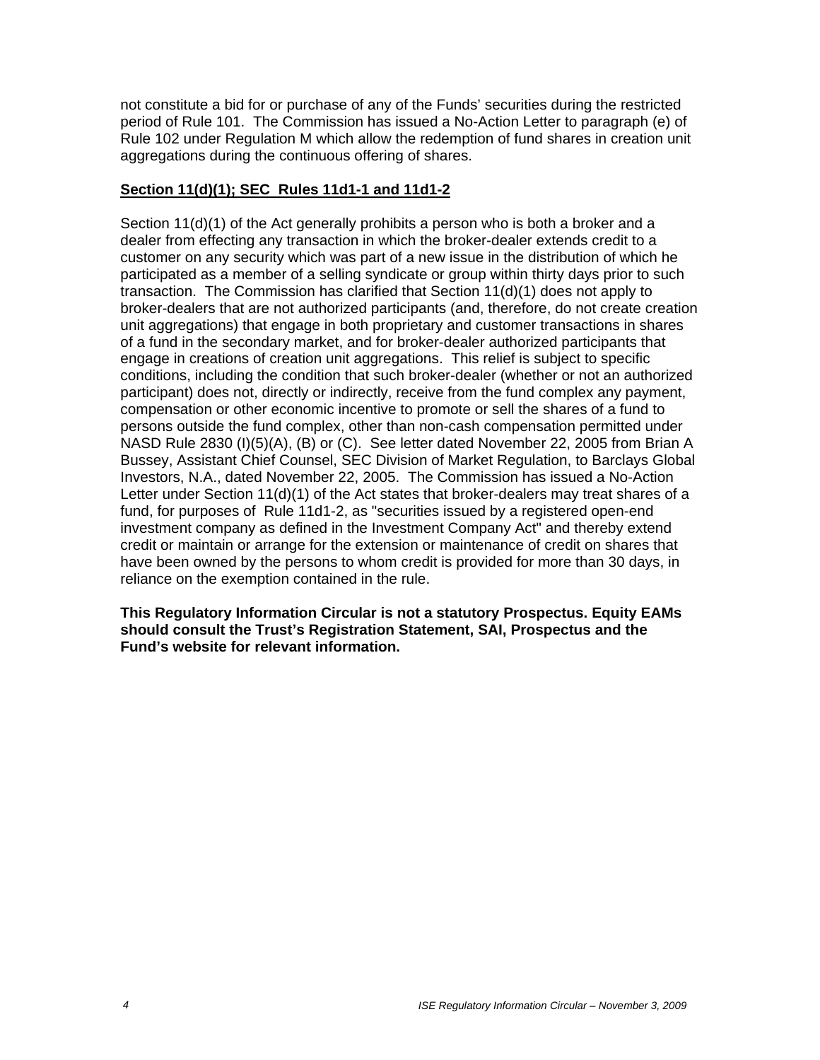not constitute a bid for or purchase of any of the Funds' securities during the restricted period of Rule 101. The Commission has issued a No-Action Letter to paragraph (e) of Rule 102 under Regulation M which allow the redemption of fund shares in creation unit aggregations during the continuous offering of shares.

**Section 11(d)(1); SEC Rules 11d1-1 and 11d1-2**

Section 11(d)(1) of the Act generally prohibits a person who is both a broker and a dealer from effecting any transaction in which the broker-dealer extends credit to a customer on any security which was part of a new issue in the distribution of which he participated as a member of a selling syndicate or group within thirty days prior to such transaction. The Commission has clarified that Section 11(d)(1) does not apply to broker-dealers that are not authorized participants (and, therefore, do not create creation unit aggregations) that engage in both proprietary and customer transactions in shares of a fund in the secondary market, and for broker-dealer authorized participants that engage in creations of creation unit aggregations. This relief is subject to specific conditions, including the condition that such broker-dealer (whether or not an authorized participant) does not, directly or indirectly, receive from the fund complex any payment, compensation or other economic incentive to promote or sell the shares of a fund to persons outside the fund complex, other than non-cash compensation permitted under NASD Rule 2830 (I)(5)(A), (B) or (C). See letter dated November 22, 2005 from Brian A Bussey, Assistant Chief Counsel, SEC Division of Market Regulation, to Barclays Global Investors, N.A., dated November 22, 2005. The Commission has issued a No-Action Letter under Section 11(d)(1) of the Act states that broker-dealers may treat shares of a fund, for purposes of Rule 11d1-2, as "securities issued by a registered open-end investment company as defined in the Investment Company Act" and thereby extend credit or maintain or arrange for the extension or maintenance of credit on shares that have been owned by the persons to whom credit is provided for more than 30 days, in reliance on the exemption contained in the rule.

**This Regulatory Information Circular is not a statutory Prospectus. Equity EAMs should consult the Trust's Registration Statement, SAI, Prospectus and the Fund's website for relevant information.**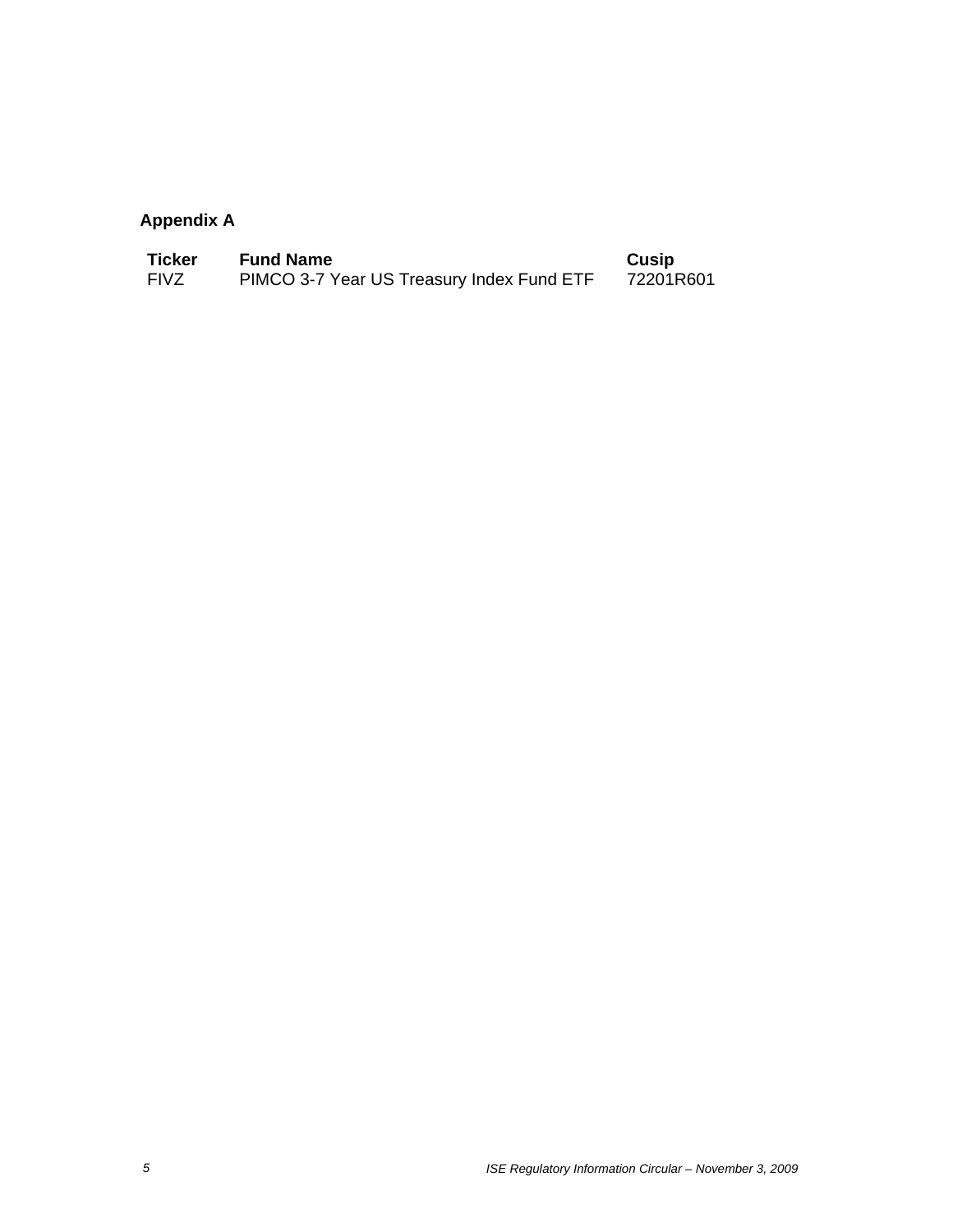## Appendix A

| Ticker | Fund Name | Cusip |
|---|---|---|
| FIVZ | PIMCO 3-7 Year US Treasury Index Fund ETF | 72201R601 |